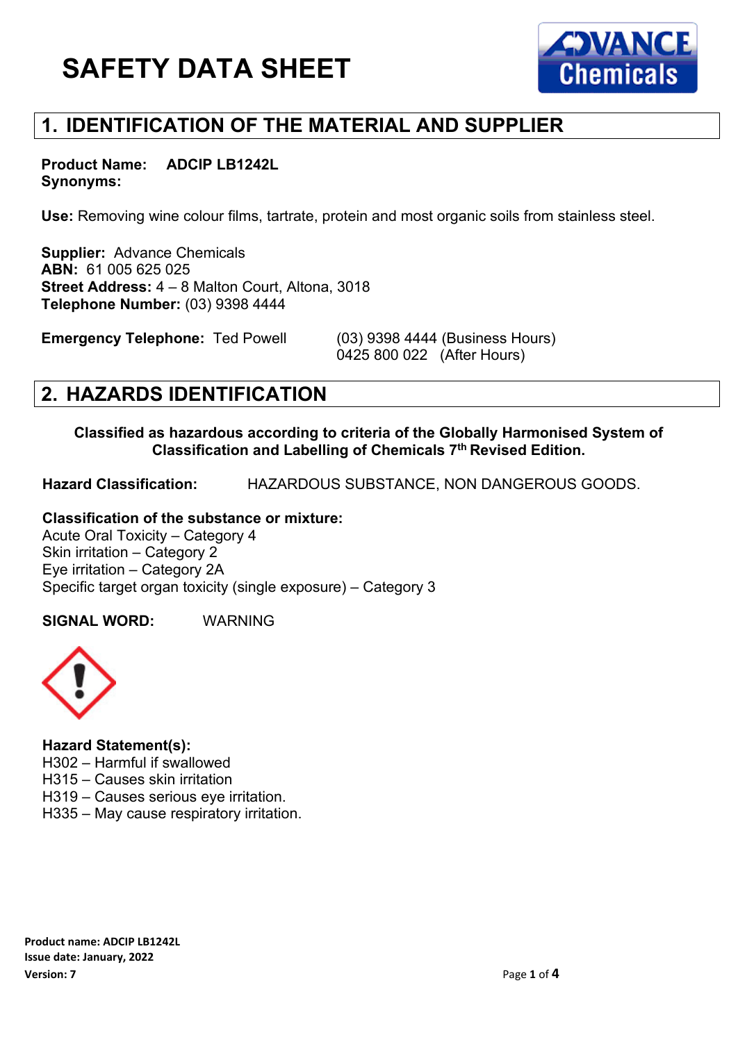# SAFETY DATA SHEET

## 1. IDENTIFICATION OF THE MATERIAL AND SUPPLIER

**Product Name:** **ADCIP LB1242L**
**Synonyms:**

**Use:** Removing wine colour films, tartrate, protein and most organic soils from stainless steel.

**Supplier:** Advance Chemicals
**ABN:** 61 005 625 025
**Street Address:** 4 – 8 Malton Court, Altona, 3018
**Telephone Number:** (03) 9398 4444

**Emergency Telephone:** Ted Powell (03) 9398 4444 (Business Hours)
0425 800 022 (After Hours)

## 2. HAZARDS IDENTIFICATION

**Classified as hazardous according to criteria of the Globally Harmonised System of Classification and Labelling of Chemicals 7th Revised Edition.**

**Hazard Classification:** HAZARDOUS SUBSTANCE, NON DANGEROUS GOODS.

**Classification of the substance or mixture:**
Acute Oral Toxicity – Category 4
Skin irritation – Category 2
Eye irritation – Category 2A
Specific target organ toxicity (single exposure) – Category 3

**SIGNAL WORD:** WARNING

**Hazard Statement(s):**
H302 – Harmful if swallowed
H315 – Causes skin irritation
H319 – Causes serious eye irritation.
H335 – May cause respiratory irritation.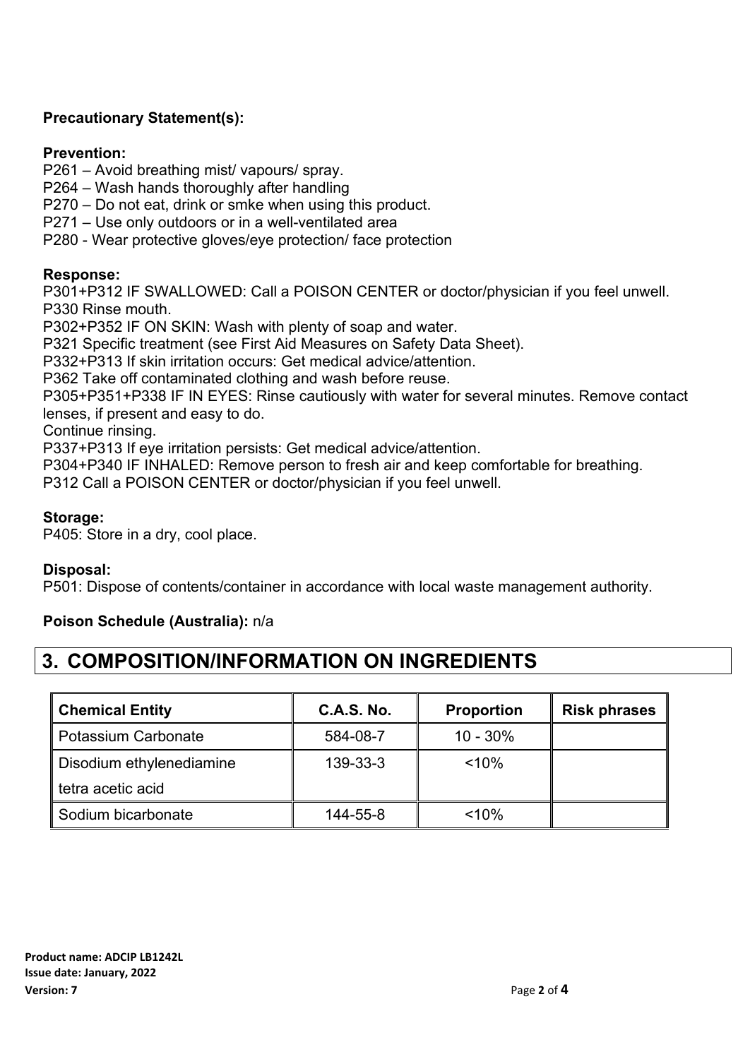**Precautionary Statement(s):**

**Prevention:**

P261 – Avoid breathing mist/ vapours/ spray.
P264 – Wash hands thoroughly after handling
P270 – Do not eat, drink or smke when using this product.
P271 – Use only outdoors or in a well-ventilated area
P280 - Wear protective gloves/eye protection/ face protection

**Response:**

P301+P312 IF SWALLOWED: Call a POISON CENTER or doctor/physician if you feel unwell.
P330 Rinse mouth.
P302+P352 IF ON SKIN: Wash with plenty of soap and water.
P321 Specific treatment (see First Aid Measures on Safety Data Sheet).
P332+P313 If skin irritation occurs: Get medical advice/attention.
P362 Take off contaminated clothing and wash before reuse.
P305+P351+P338 IF IN EYES: Rinse cautiously with water for several minutes. Remove contact lenses, if present and easy to do.
Continue rinsing.
P337+P313 If eye irritation persists: Get medical advice/attention.
P304+P340 IF INHALED: Remove person to fresh air and keep comfortable for breathing.
P312 Call a POISON CENTER or doctor/physician if you feel unwell.

**Storage:**

P405: Store in a dry, cool place.

**Disposal:**

P501: Dispose of contents/container in accordance with local waste management authority.

**Poison Schedule (Australia):** n/a

## 3. COMPOSITION/INFORMATION ON INGREDIENTS

| Chemical Entity | C.A.S. No. | Proportion | Risk phrases |
|---|---|---|---|
| Potassium Carbonate | 584-08-7 | 10 - 30% | |
| Disodium ethylenediamine tetra acetic acid | 139-33-3 | <10% | |
| Sodium bicarbonate | 144-55-8 | <10% | |

**Product name: ADCIP LB1242L**
**Issue date: January, 2022**
**Version: 7**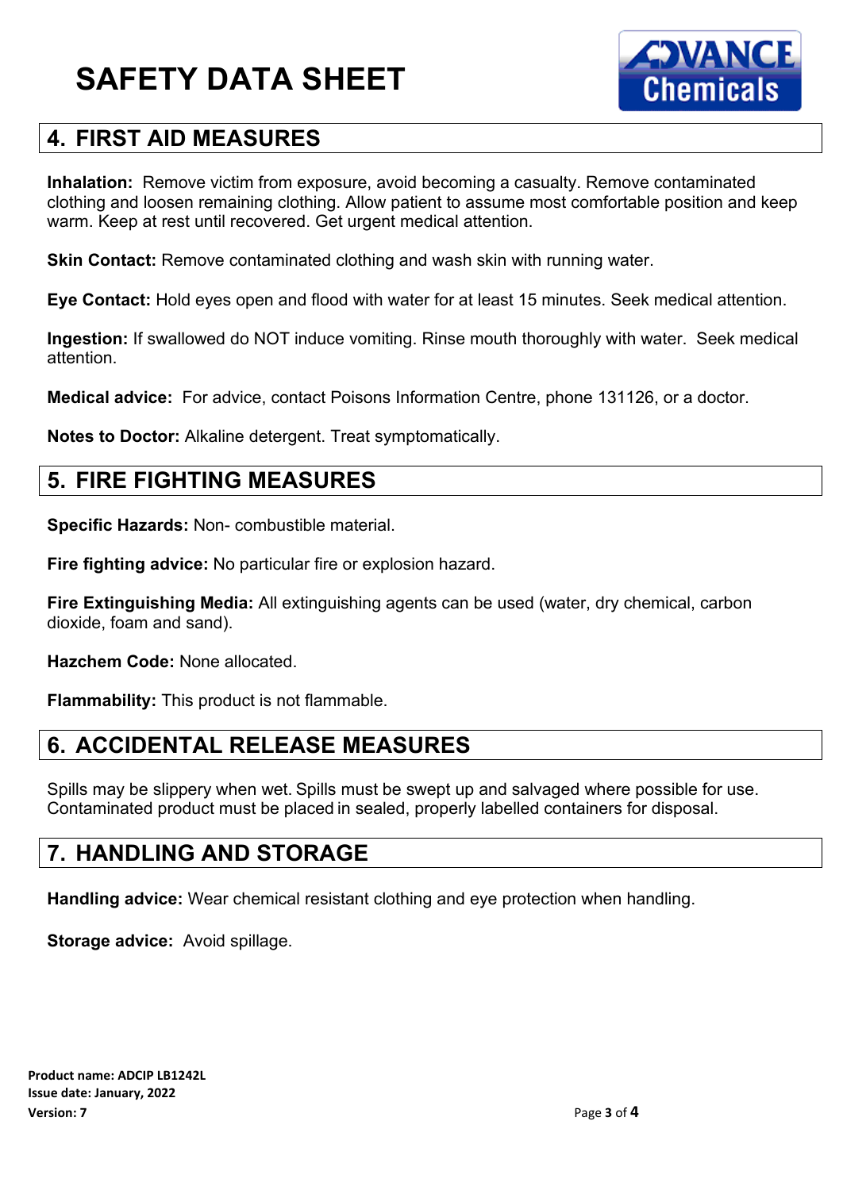# SAFETY DATA SHEET

## 4. FIRST AID MEASURES

**Inhalation:** Remove victim from exposure, avoid becoming a casualty. Remove contaminated clothing and loosen remaining clothing. Allow patient to assume most comfortable position and keep warm. Keep at rest until recovered. Get urgent medical attention.

**Skin Contact:** Remove contaminated clothing and wash skin with running water.

**Eye Contact:** Hold eyes open and flood with water for at least 15 minutes. Seek medical attention.

**Ingestion:** If swallowed do NOT induce vomiting. Rinse mouth thoroughly with water. Seek medical attention.

**Medical advice:** For advice, contact Poisons Information Centre, phone 131126, or a doctor.

**Notes to Doctor:** Alkaline detergent. Treat symptomatically.

## 5. FIRE FIGHTING MEASURES

**Specific Hazards:** Non- combustible material.

**Fire fighting advice:** No particular fire or explosion hazard.

**Fire Extinguishing Media:** All extinguishing agents can be used (water, dry chemical, carbon dioxide, foam and sand).

**Hazchem Code:** None allocated.

**Flammability:** This product is not flammable.

## 6. ACCIDENTAL RELEASE MEASURES

Spills may be slippery when wet. Spills must be swept up and salvaged where possible for use. Contaminated product must be placed in sealed, properly labelled containers for disposal.

## 7. HANDLING AND STORAGE

**Handling advice:** Wear chemical resistant clothing and eye protection when handling.

**Storage advice:** Avoid spillage.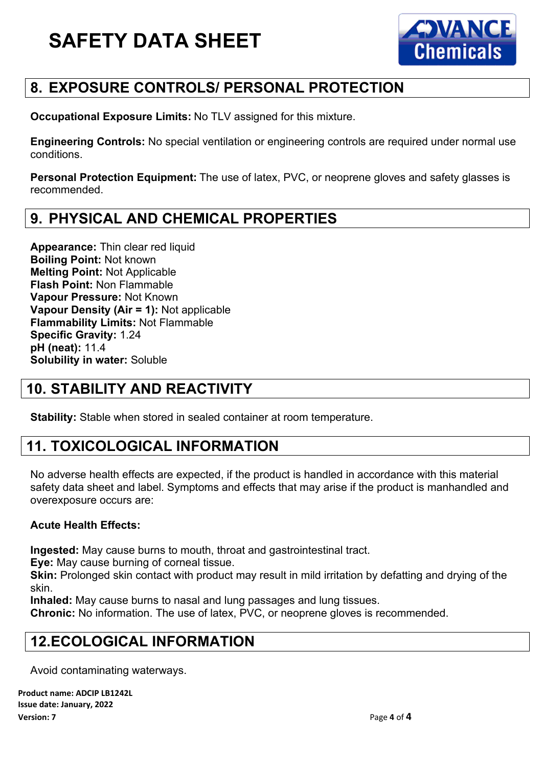# SAFETY DATA SHEET

## 8. EXPOSURE CONTROLS/ PERSONAL PROTECTION

**Occupational Exposure Limits:** No TLV assigned for this mixture.

**Engineering Controls:** No special ventilation or engineering controls are required under normal use conditions.

**Personal Protection Equipment:** The use of latex, PVC, or neoprene gloves and safety glasses is recommended.

## 9. PHYSICAL AND CHEMICAL PROPERTIES

**Appearance:** Thin clear red liquid
**Boiling Point:** Not known
**Melting Point:** Not Applicable
**Flash Point:** Non Flammable
**Vapour Pressure:** Not Known
**Vapour Density (Air = 1):** Not applicable
**Flammability Limits:** Not Flammable
**Specific Gravity:** 1.24
**pH (neat):** 11.4
**Solubility in water:** Soluble

## 10. STABILITY AND REACTIVITY

**Stability:** Stable when stored in sealed container at room temperature.

## 11. TOXICOLOGICAL INFORMATION

No adverse health effects are expected, if the product is handled in accordance with this material safety data sheet and label. Symptoms and effects that may arise if the product is manhandled and overexposure occurs are:

**Acute Health Effects:**

**Ingested:** May cause burns to mouth, throat and gastrointestinal tract.
**Eye:** May cause burning of corneal tissue.
**Skin:** Prolonged skin contact with product may result in mild irritation by defatting and drying of the skin.
**Inhaled:** May cause burns to nasal and lung passages and lung tissues.
**Chronic:** No information. The use of latex, PVC, or neoprene gloves is recommended.

## 12.ECOLOGICAL INFORMATION

Avoid contaminating waterways.

**Product name: ADCIP LB1242L**
**Issue date: January, 2022**
**Version: 7**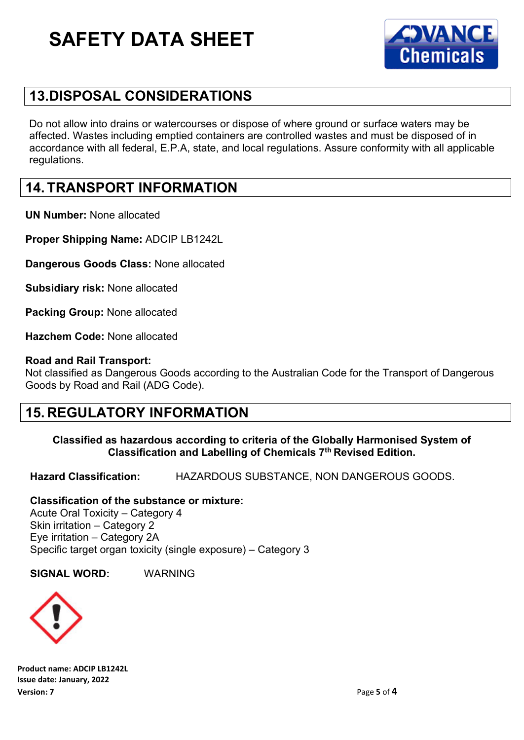## 13. DISPOSAL CONSIDERATIONS

Do not allow into drains or watercourses or dispose of where ground or surface waters may be affected. Wastes including emptied containers are controlled wastes and must be disposed of in accordance with all federal, E.P.A, state, and local regulations. Assure conformity with all applicable regulations.

## 14. TRANSPORT INFORMATION

**UN Number:** None allocated

**Proper Shipping Name:** ADCIP LB1242L

**Dangerous Goods Class:** None allocated

**Subsidiary risk:** None allocated

**Packing Group:** None allocated

**Hazchem Code:** None allocated

**Road and Rail Transport:**
Not classified as Dangerous Goods according to the Australian Code for the Transport of Dangerous Goods by Road and Rail (ADG Code).

## 15. REGULATORY INFORMATION

**Classified as hazardous according to criteria of the Globally Harmonised System of Classification and Labelling of Chemicals 7th Revised Edition.**

**Hazard Classification:** HAZARDOUS SUBSTANCE, NON DANGEROUS GOODS.

**Classification of the substance or mixture:**
Acute Oral Toxicity – Category 4
Skin irritation – Category 2
Eye irritation – Category 2A
Specific target organ toxicity (single exposure) – Category 3

**SIGNAL WORD:** WARNING

**Product name: ADCIP LB1242L**
**Issue date: January, 2022**
**Version: 7**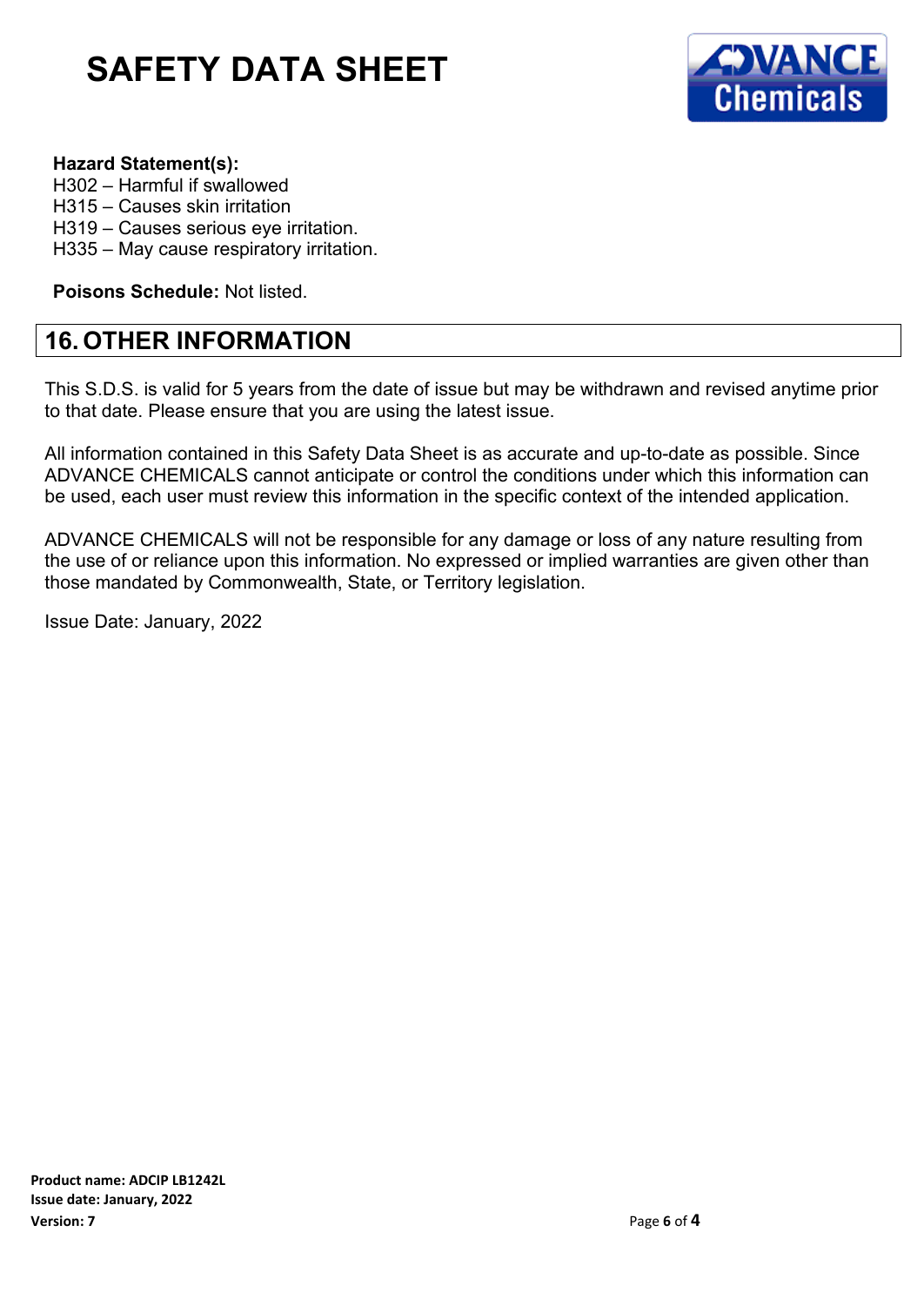**Hazard Statement(s):**
H302 – Harmful if swallowed
H315 – Causes skin irritation
H319 – Causes serious eye irritation.
H335 – May cause respiratory irritation.

**Poisons Schedule:** Not listed.

## 16. OTHER INFORMATION

This S.D.S. is valid for 5 years from the date of issue but may be withdrawn and revised anytime prior to that date. Please ensure that you are using the latest issue.

All information contained in this Safety Data Sheet is as accurate and up-to-date as possible. Since ADVANCE CHEMICALS cannot anticipate or control the conditions under which this information can be used, each user must review this information in the specific context of the intended application.

ADVANCE CHEMICALS will not be responsible for any damage or loss of any nature resulting from the use of or reliance upon this information. No expressed or implied warranties are given other than those mandated by Commonwealth, State, or Territory legislation.

Issue Date: January, 2022